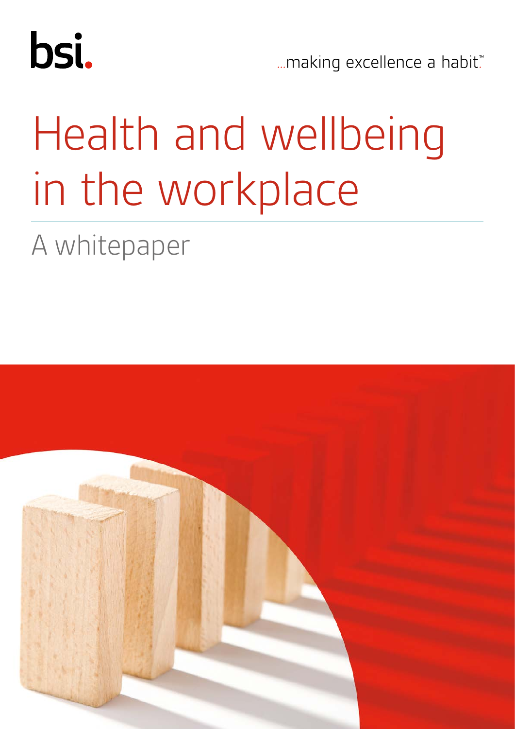bsi.

...making excellence a habit.™

# Health and wellbeing in the workplace

## A whitepaper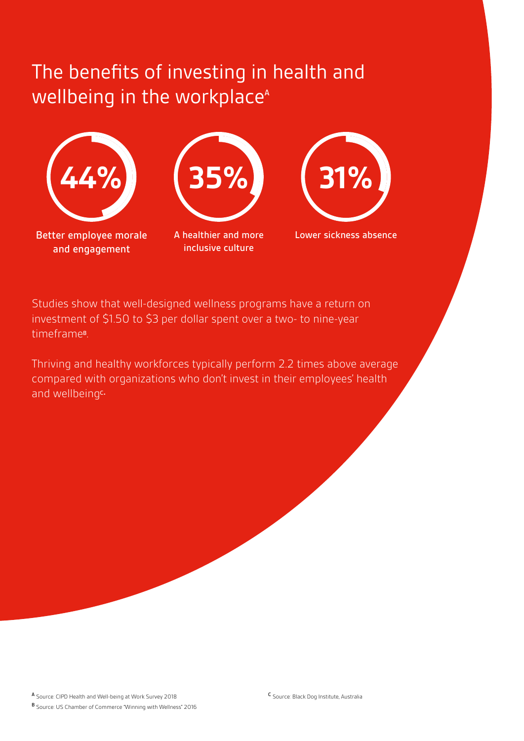# The benefits of investing in health and wellbeing in the workplace[A]

**44%**

Better employee morale and engagement

**35%**

A healthier and more inclusive culture

**31%**

Lower sickness absence

Studies show that well-designed wellness programs have a return on investment of $1.50 to $3 per dollar spent over a two- to nine-year timeframe[B].

Thriving and healthy workforces typically perform 2.2 times above average compared with organizations who don't invest in their employees' health and wellbeing[C].

[A] Source: CIPD Health and Well-being at Work Survey 2018

[B] Source: US Chamber of Commerce "Winning with Wellness" 2016

[C] Source: Black Dog Institute, Australia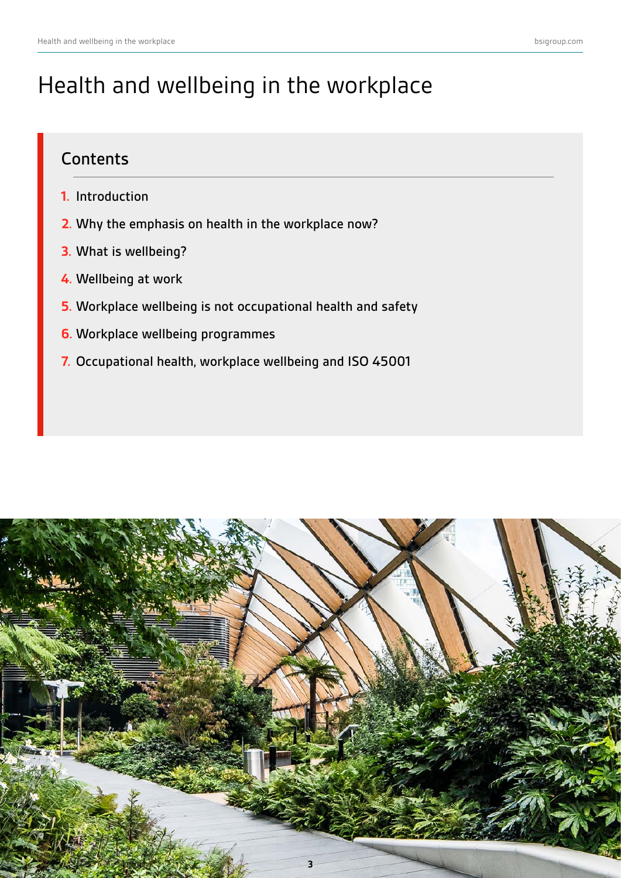# Health and wellbeing in the workplace

## Contents

1. Introduction
2. Why the emphasis on health in the workplace now?
3. What is wellbeing?
4. Wellbeing at work
5. Workplace wellbeing is not occupational health and safety
6. Workplace wellbeing programmes
7. Occupational health, workplace wellbeing and ISO 45001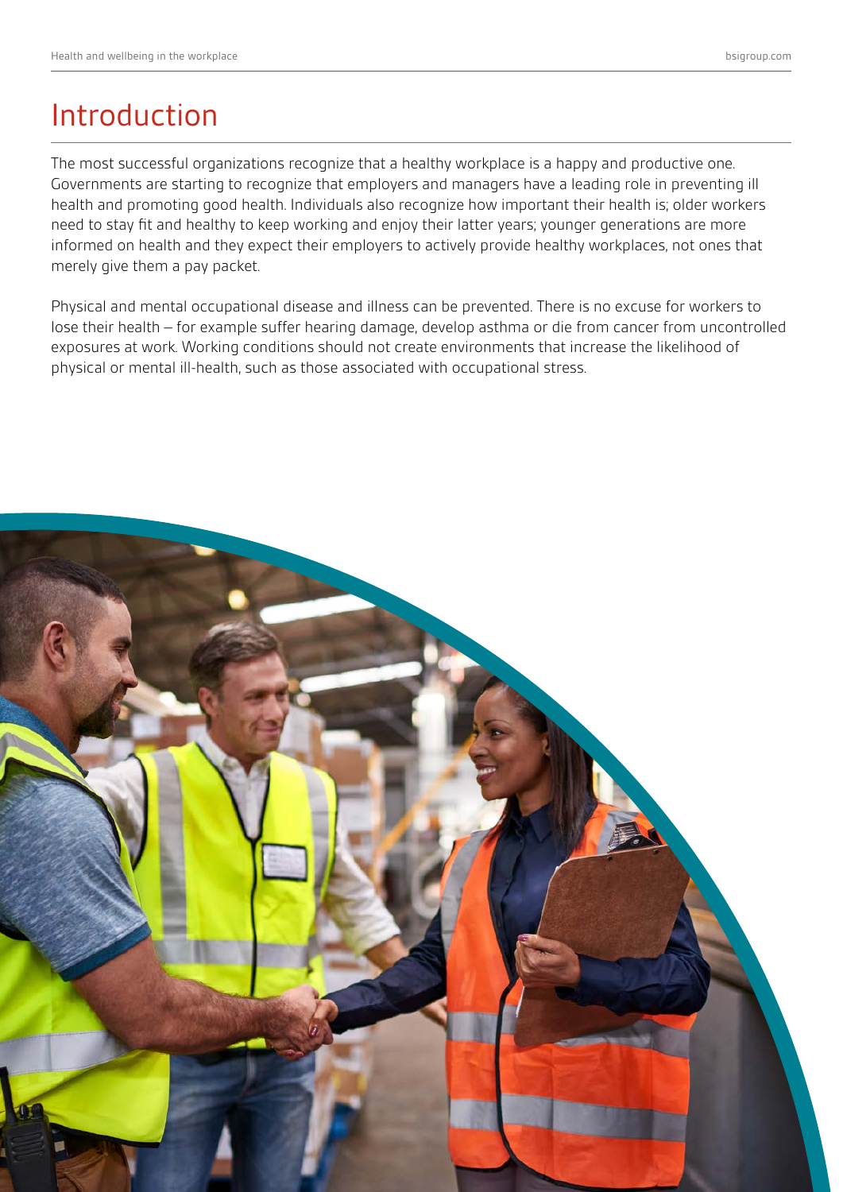# Introduction

The most successful organizations recognize that a healthy workplace is a happy and productive one. Governments are starting to recognize that employers and managers have a leading role in preventing ill health and promoting good health. Individuals also recognize how important their health is; older workers need to stay fit and healthy to keep working and enjoy their latter years; younger generations are more informed on health and they expect their employers to actively provide healthy workplaces, not ones that merely give them a pay packet.

Physical and mental occupational disease and illness can be prevented. There is no excuse for workers to lose their health – for example suffer hearing damage, develop asthma or die from cancer from uncontrolled exposures at work. Working conditions should not create environments that increase the likelihood of physical or mental ill-health, such as those associated with occupational stress.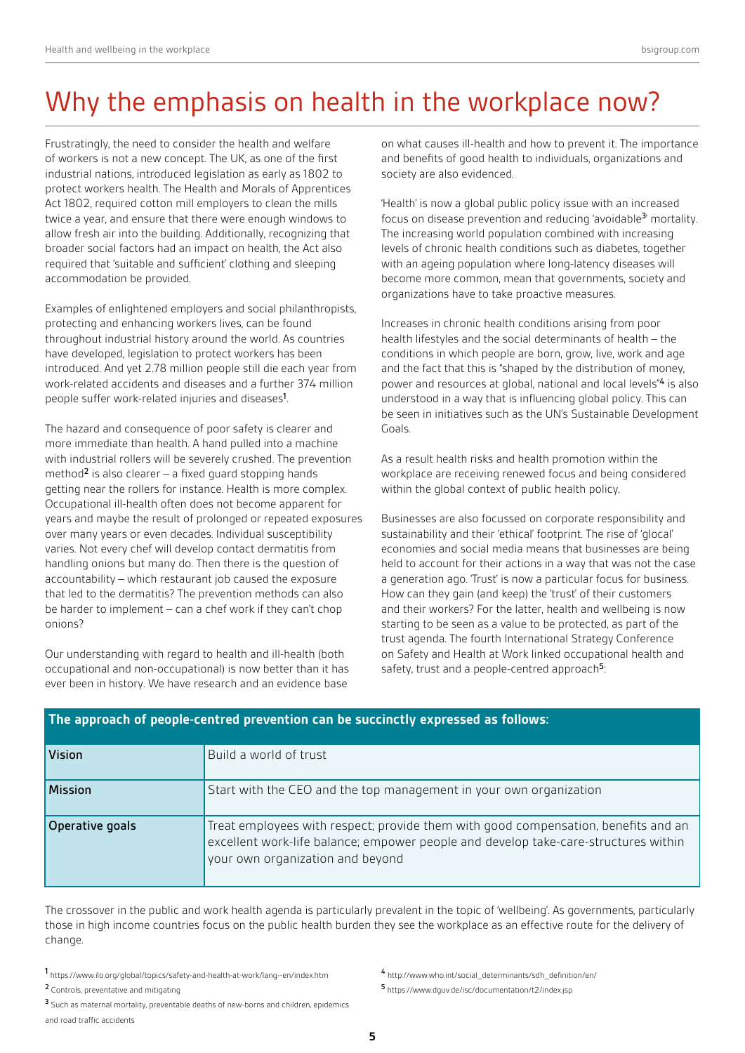# Why the emphasis on health in the workplace now?

Frustratingly, the need to consider the health and welfare of workers is not a new concept. The UK, as one of the first industrial nations, introduced legislation as early as 1802 to protect workers health. The Health and Morals of Apprentices Act 1802, required cotton mill employers to clean the mills twice a year, and ensure that there were enough windows to allow fresh air into the building. Additionally, recognizing that broader social factors had an impact on health, the Act also required that 'suitable and sufficient' clothing and sleeping accommodation be provided.

Examples of enlightened employers and social philanthropists, protecting and enhancing workers lives, can be found throughout industrial history around the world. As countries have developed, legislation to protect workers has been introduced. And yet 2.78 million people still die each year from work-related accidents and diseases and a further 374 million people suffer work-related injuries and diseases[1].

The hazard and consequence of poor safety is clearer and more immediate than health. A hand pulled into a machine with industrial rollers will be severely crushed. The prevention method[2] is also clearer – a fixed guard stopping hands getting near the rollers for instance. Health is more complex. Occupational ill-health often does not become apparent for years and maybe the result of prolonged or repeated exposures over many years or even decades. Individual susceptibility varies. Not every chef will develop contact dermatitis from handling onions but many do. Then there is the question of accountability – which restaurant job caused the exposure that led to the dermatitis? The prevention methods can also be harder to implement – can a chef work if they can't chop onions?

Our understanding with regard to health and ill-health (both occupational and non-occupational) is now better than it has ever been in history. We have research and an evidence base on what causes ill-health and how to prevent it. The importance and benefits of good health to individuals, organizations and society are also evidenced.

'Health' is now a global public policy issue with an increased focus on disease prevention and reducing 'avoidable[3]' mortality. The increasing world population combined with increasing levels of chronic health conditions such as diabetes, together with an ageing population where long-latency diseases will become more common, mean that governments, society and organizations have to take proactive measures.

Increases in chronic health conditions arising from poor health lifestyles and the social determinants of health – the conditions in which people are born, grow, live, work and age and the fact that this is "shaped by the distribution of money, power and resources at global, national and local levels"[4] is also understood in a way that is influencing global policy. This can be seen in initiatives such as the UN's Sustainable Development Goals.

As a result health risks and health promotion within the workplace are receiving renewed focus and being considered within the global context of public health policy.

Businesses are also focussed on corporate responsibility and sustainability and their 'ethical' footprint. The rise of 'glocal' economies and social media means that businesses are being held to account for their actions in a way that was not the case a generation ago. 'Trust' is now a particular focus for business. How can they gain (and keep) the 'trust' of their customers and their workers? For the latter, health and wellbeing is now starting to be seen as a value to be protected, as part of the trust agenda. The fourth International Strategy Conference on Safety and Health at Work linked occupational health and safety, trust and a people-centred approach[5]:

| The approach of people-centred prevention can be succinctly expressed as follows: | |
|---|---|
| **Vision** | Build a world of trust |
| **Mission** | Start with the CEO and the top management in your own organization |
| **Operative goals** | Treat employees with respect; provide them with good compensation, benefits and an excellent work-life balance; empower people and develop take-care-structures within your own organization and beyond |

The crossover in the public and work health agenda is particularly prevalent in the topic of 'wellbeing'. As governments, particularly those in high income countries focus on the public health burden they see the workplace as an effective route for the delivery of change.

[1] https://www.ilo.org/global/topics/safety-and-health-at-work/lang--en/index.htm

[2] Controls, preventative and mitigating

[3] Such as maternal mortality, preventable deaths of new-borns and children, epidemics and road traffic accidents

[4] http://www.who.int/social_determinants/sdh_definition/en/

[5] https://www.dguv.de/isc/documentation/t2/index.jsp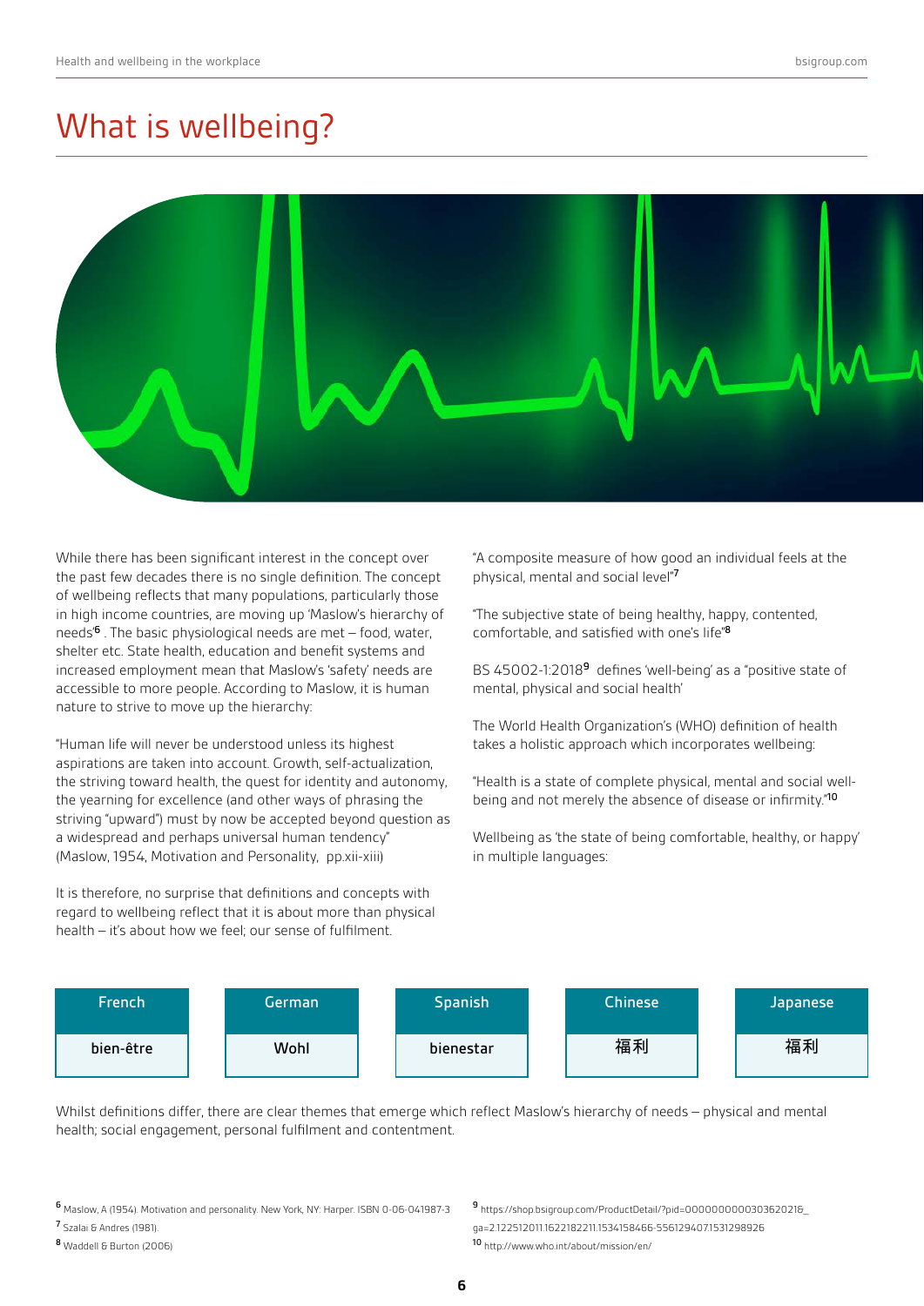# What is wellbeing?

While there has been significant interest in the concept over the past few decades there is no single definition. The concept of wellbeing reflects that many populations, particularly those in high income countries, are moving up 'Maslow's hierarchy of needs'[6]. The basic physiological needs are met – food, water, shelter etc. State health, education and benefit systems and increased employment mean that Maslow's 'safety' needs are accessible to more people. According to Maslow, it is human nature to strive to move up the hierarchy:

"Human life will never be understood unless its highest aspirations are taken into account. Growth, self-actualization, the striving toward health, the quest for identity and autonomy, the yearning for excellence (and other ways of phrasing the striving "upward") must by now be accepted beyond question as a widespread and perhaps universal human tendency" (Maslow, 1954, Motivation and Personality, pp.xii-xiii)

It is therefore, no surprise that definitions and concepts with regard to wellbeing reflect that it is about more than physical health – it's about how we feel; our sense of fulfilment.

"A composite measure of how good an individual feels at the physical, mental and social level"[7]

"The subjective state of being healthy, happy, contented, comfortable, and satisfied with one's life"[8]

BS 45002-1:2018[9] defines 'well-being' as a "positive state of mental, physical and social health'

The World Health Organization's (WHO) definition of health takes a holistic approach which incorporates wellbeing:

"Health is a state of complete physical, mental and social well-being and not merely the absence of disease or infirmity."[10]

Wellbeing as 'the state of being comfortable, healthy, or happy' in multiple languages:

| French | German | Spanish | Chinese | Japanese |
|---|---|---|---|---|
| bien-être | Wohl | bienestar | 福利 | 福利 |

Whilst definitions differ, there are clear themes that emerge which reflect Maslow's hierarchy of needs – physical and mental health; social engagement, personal fulfilment and contentment.

[6] Maslow, A (1954). Motivation and personality. New York, NY: Harper. ISBN 0-06-041987-3

[7] Szalai & Andres (1981).

[8] Waddell & Burton (2006)

[9] https://shop.bsigroup.com/ProductDetail/?pid=000000000030362021&_ga=2.122512011.1622182211.1534158466-556129407.1531298926

[10] http://www.who.int/about/mission/en/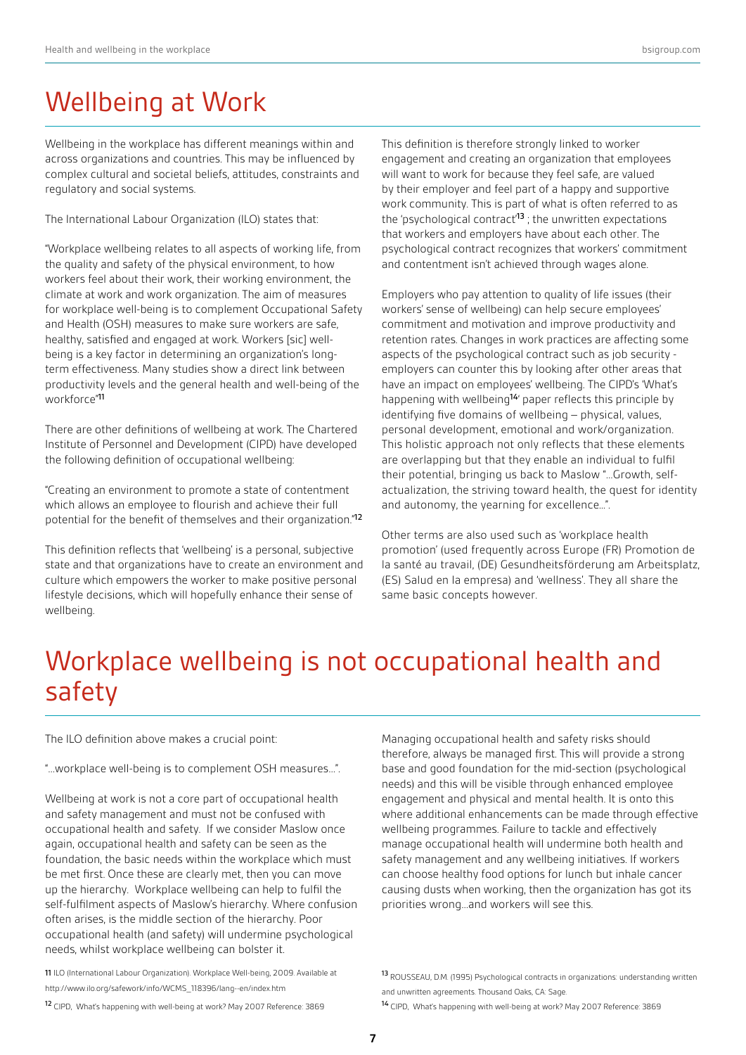# Wellbeing at Work

Wellbeing in the workplace has different meanings within and across organizations and countries. This may be influenced by complex cultural and societal beliefs, attitudes, constraints and regulatory and social systems.

The International Labour Organization (ILO) states that:

"Workplace wellbeing relates to all aspects of working life, from the quality and safety of the physical environment, to how workers feel about their work, their working environment, the climate at work and work organization. The aim of measures for workplace well-being is to complement Occupational Safety and Health (OSH) measures to make sure workers are safe, healthy, satisfied and engaged at work. Workers [sic] well-being is a key factor in determining an organization's long-term effectiveness. Many studies show a direct link between productivity levels and the general health and well-being of the workforce"[11]

There are other definitions of wellbeing at work. The Chartered Institute of Personnel and Development (CIPD) have developed the following definition of occupational wellbeing:

"Creating an environment to promote a state of contentment which allows an employee to flourish and achieve their full potential for the benefit of themselves and their organization."[12]

This definition reflects that 'wellbeing' is a personal, subjective state and that organizations have to create an environment and culture which empowers the worker to make positive personal lifestyle decisions, which will hopefully enhance their sense of wellbeing.

This definition is therefore strongly linked to worker engagement and creating an organization that employees will want to work for because they feel safe, are valued by their employer and feel part of a happy and supportive work community. This is part of what is often referred to as the 'psychological contract'[13] ; the unwritten expectations that workers and employers have about each other. The psychological contract recognizes that workers' commitment and contentment isn't achieved through wages alone.

Employers who pay attention to quality of life issues (their workers' sense of wellbeing) can help secure employees' commitment and motivation and improve productivity and retention rates. Changes in work practices are affecting some aspects of the psychological contract such as job security - employers can counter this by looking after other areas that have an impact on employees' wellbeing. The CIPD's 'What's happening with wellbeing[14]' paper reflects this principle by identifying five domains of wellbeing – physical, values, personal development, emotional and work/organization. This holistic approach not only reflects that these elements are overlapping but that they enable an individual to fulfil their potential, bringing us back to Maslow "…Growth, self-actualization, the striving toward health, the quest for identity and autonomy, the yearning for excellence…".

Other terms are also used such as 'workplace health promotion' (used frequently across Europe (FR) Promotion de la santé au travail, (DE) Gesundheitsförderung am Arbeitsplatz, (ES) Salud en la empresa) and 'wellness'. They all share the same basic concepts however.

# Workplace wellbeing is not occupational health and safety

The ILO definition above makes a crucial point:

"…workplace well-being is to complement OSH measures…".

Wellbeing at work is not a core part of occupational health and safety management and must not be confused with occupational health and safety. If we consider Maslow once again, occupational health and safety can be seen as the foundation, the basic needs within the workplace which must be met first. Once these are clearly met, then you can move up the hierarchy. Workplace wellbeing can help to fulfil the self-fulfilment aspects of Maslow's hierarchy. Where confusion often arises, is the middle section of the hierarchy. Poor occupational health (and safety) will undermine psychological needs, whilst workplace wellbeing can bolster it.

Managing occupational health and safety risks should therefore, always be managed first. This will provide a strong base and good foundation for the mid-section (psychological needs) and this will be visible through enhanced employee engagement and physical and mental health. It is onto this where additional enhancements can be made through effective wellbeing programmes. Failure to tackle and effectively manage occupational health will undermine both health and safety management and any wellbeing initiatives. If workers can choose healthy food options for lunch but inhale cancer causing dusts when working, then the organization has got its priorities wrong…and workers will see this.

[11] ILO (International Labour Organization). Workplace Well-being, 2009. Available at http://www.ilo.org/safework/info/WCMS_118396/lang--en/index.htm

[12] CIPD, What's happening with well-being at work? May 2007 Reference: 3869

[13] ROUSSEAU, D.M. (1995) Psychological contracts in organizations: understanding written and unwritten agreements. Thousand Oaks, CA: Sage.

[14] CIPD, What's happening with well-being at work? May 2007 Reference: 3869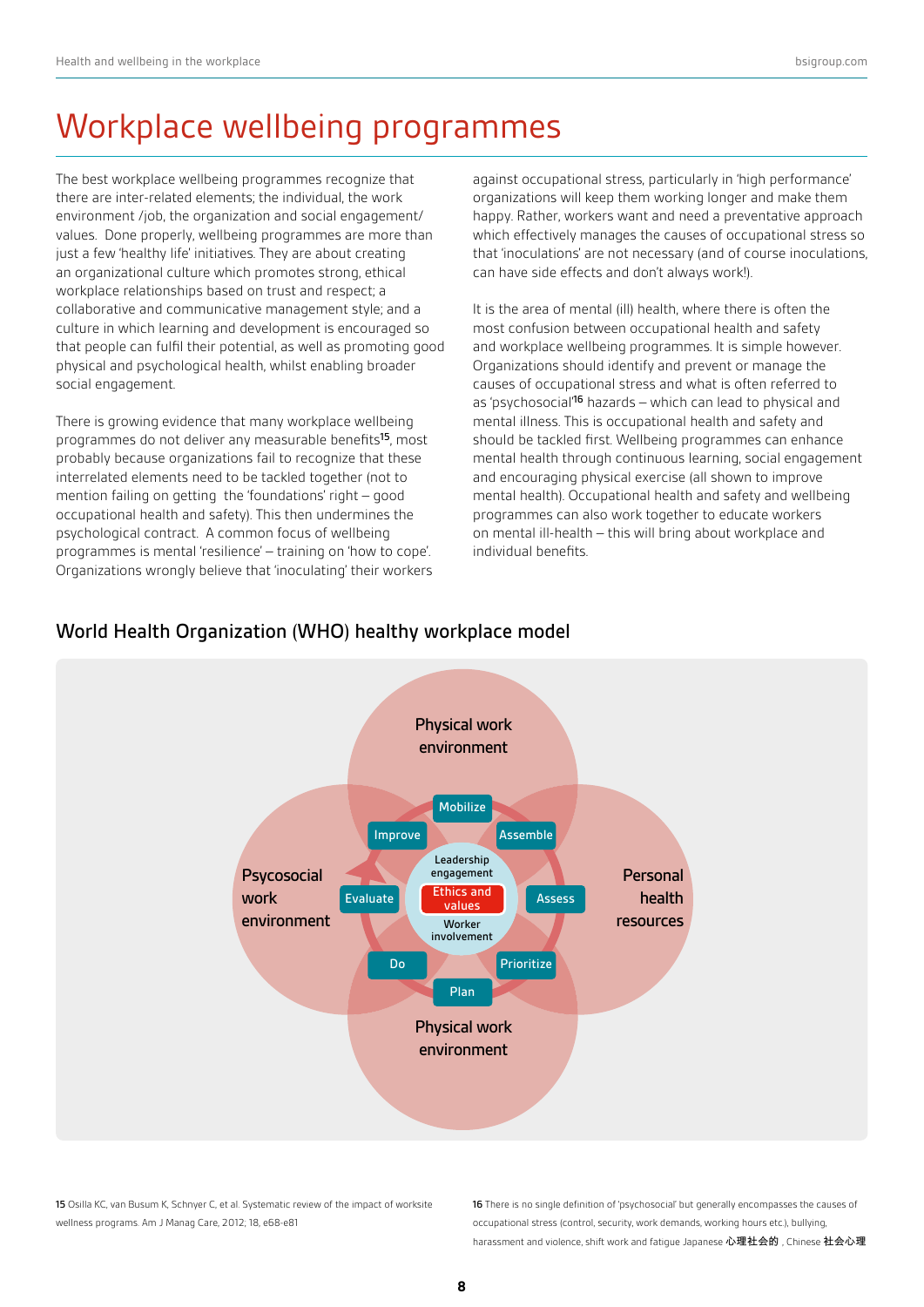# Workplace wellbeing programmes

The best workplace wellbeing programmes recognize that there are inter-related elements; the individual, the work environment /job, the organization and social engagement/ values. Done properly, wellbeing programmes are more than just a few 'healthy life' initiatives. They are about creating an organizational culture which promotes strong, ethical workplace relationships based on trust and respect; a collaborative and communicative management style; and a culture in which learning and development is encouraged so that people can fulfil their potential, as well as promoting good physical and psychological health, whilst enabling broader social engagement.

There is growing evidence that many workplace wellbeing programmes do not deliver any measurable benefits[15], most probably because organizations fail to recognize that these interrelated elements need to be tackled together (not to mention failing on getting the 'foundations' right – good occupational health and safety). This then undermines the psychological contract. A common focus of wellbeing programmes is mental 'resilience' – training on 'how to cope'. Organizations wrongly believe that 'inoculating' their workers against occupational stress, particularly in 'high performance' organizations will keep them working longer and make them happy. Rather, workers want and need a preventative approach which effectively manages the causes of occupational stress so that 'inoculations' are not necessary (and of course inoculations, can have side effects and don't always work!).

It is the area of mental (ill) health, where there is often the most confusion between occupational health and safety and workplace wellbeing programmes. It is simple however. Organizations should identify and prevent or manage the causes of occupational stress and what is often referred to as 'psychosocial'[16] hazards – which can lead to physical and mental illness. This is occupational health and safety and should be tackled first. Wellbeing programmes can enhance mental health through continuous learning, social engagement and encouraging physical exercise (all shown to improve mental health). Occupational health and safety and wellbeing programmes can also work together to educate workers on mental ill-health – this will bring about workplace and individual benefits.

## World Health Organization (WHO) healthy workplace model

Physical work environment

Psycosocial work environment

Personal health resources

Physical work environment

Mobilize — Assemble — Assess — Prioritize — Plan — Do — Evaluate — Improve

Leadership engagement

Ethics and values

Worker involvement

15 Osilla KC, van Busum K, Schnyer C, et al. Systematic review of the impact of worksite wellness programs. Am J Manag Care, 2012, 18, e68-e81

16 There is no single definition of 'psychosocial' but generally encompasses the causes of occupational stress (control, security, work demands, working hours etc), bullying, harassment and violence, shift work and fatigue Japanese 心理社会的 , Chinese 社会心理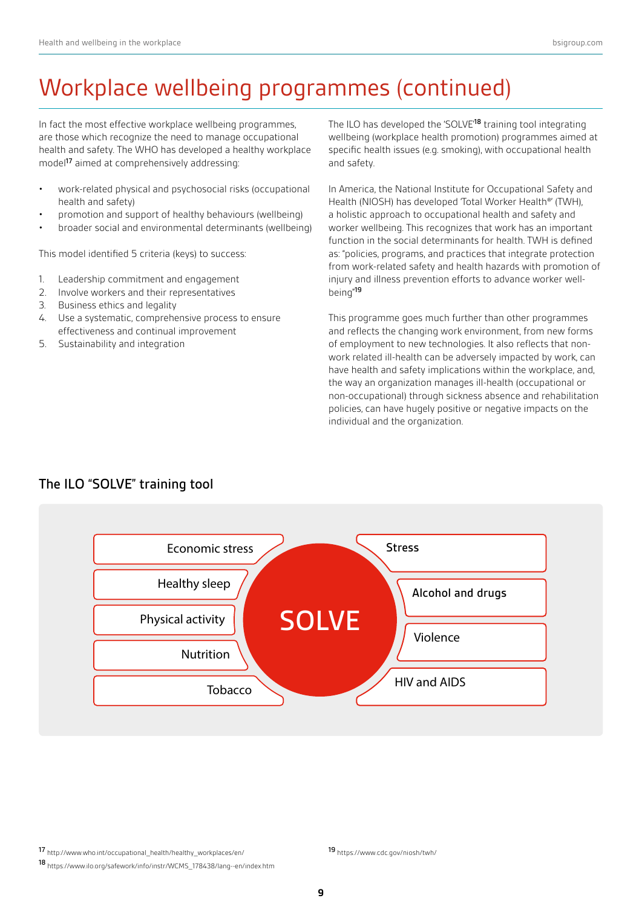# Workplace wellbeing programmes (continued)

In fact the most effective workplace wellbeing programmes, are those which recognize the need to manage occupational health and safety. The WHO has developed a healthy workplace model[17] aimed at comprehensively addressing:

- work-related physical and psychosocial risks (occupational health and safety)
- promotion and support of healthy behaviours (wellbeing)
- broader social and environmental determinants (wellbeing)

This model identified 5 criteria (keys) to success:

1. Leadership commitment and engagement
2. Involve workers and their representatives
3. Business ethics and legality
4. Use a systematic, comprehensive process to ensure effectiveness and continual improvement
5. Sustainability and integration

The ILO has developed the 'SOLVE'[18] training tool integrating wellbeing (workplace health promotion) programmes aimed at specific health issues (e.g. smoking), with occupational health and safety.

In America, the National Institute for Occupational Safety and Health (NIOSH) has developed 'Total Worker Health®' (TWH), a holistic approach to occupational health and safety and worker wellbeing. This recognizes that work has an important function in the social determinants for health. TWH is defined as: "policies, programs, and practices that integrate protection from work-related safety and health hazards with promotion of injury and illness prevention efforts to advance worker well-being"[19]

This programme goes much further than other programmes and reflects the changing work environment, from new forms of employment to new technologies. It also reflects that non-work related ill-health can be adversely impacted by work, can have health and safety implications within the workplace, and, the way an organization manages ill-health (occupational or non-occupational) through sickness absence and rehabilitation policies, can have hugely positive or negative impacts on the individual and the organization.

## The ILO "SOLVE" training tool

SOLVE

- Economic stress
- Healthy sleep
- Physical activity
- Nutrition
- Tobacco
- Stress
- Alcohol and drugs
- Violence
- HIV and AIDS

[17] http://www.who.int/occupational_health/healthy_workplaces/en/

[18] https://www.ilo.org/safework/info/instr/WCMS_178438/lang--en/index.htm

[19] https://www.cdc.gov/niosh/twh/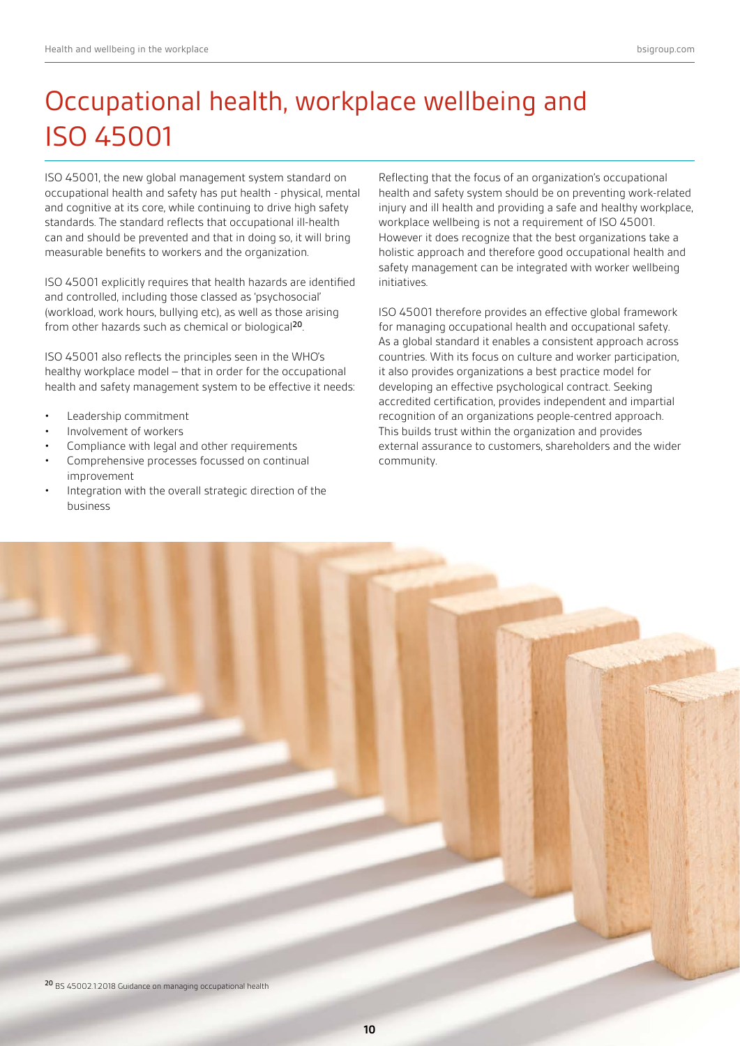# Occupational health, workplace wellbeing and ISO 45001

ISO 45001, the new global management system standard on occupational health and safety has put health - physical, mental and cognitive at its core, while continuing to drive high safety standards. The standard reflects that occupational ill-health can and should be prevented and that in doing so, it will bring measurable benefits to workers and the organization.

ISO 45001 explicitly requires that health hazards are identified and controlled, including those classed as 'psychosocial' (workload, work hours, bullying etc), as well as those arising from other hazards such as chemical or biological[20].

ISO 45001 also reflects the principles seen in the WHO's healthy workplace model – that in order for the occupational health and safety management system to be effective it needs:

- Leadership commitment
- Involvement of workers
- Compliance with legal and other requirements
- Comprehensive processes focussed on continual improvement
- Integration with the overall strategic direction of the business

Reflecting that the focus of an organization's occupational health and safety system should be on preventing work-related injury and ill health and providing a safe and healthy workplace, workplace wellbeing is not a requirement of ISO 45001. However it does recognize that the best organizations take a holistic approach and therefore good occupational health and safety management can be integrated with worker wellbeing initiatives.

ISO 45001 therefore provides an effective global framework for managing occupational health and occupational safety. As a global standard it enables a consistent approach across countries. With its focus on culture and worker participation, it also provides organizations a best practice model for developing an effective psychological contract. Seeking accredited certification, provides independent and impartial recognition of an organizations people-centred approach. This builds trust within the organization and provides external assurance to customers, shareholders and the wider community.

[20] BS 45002.1:2018 Guidance on managing occupational health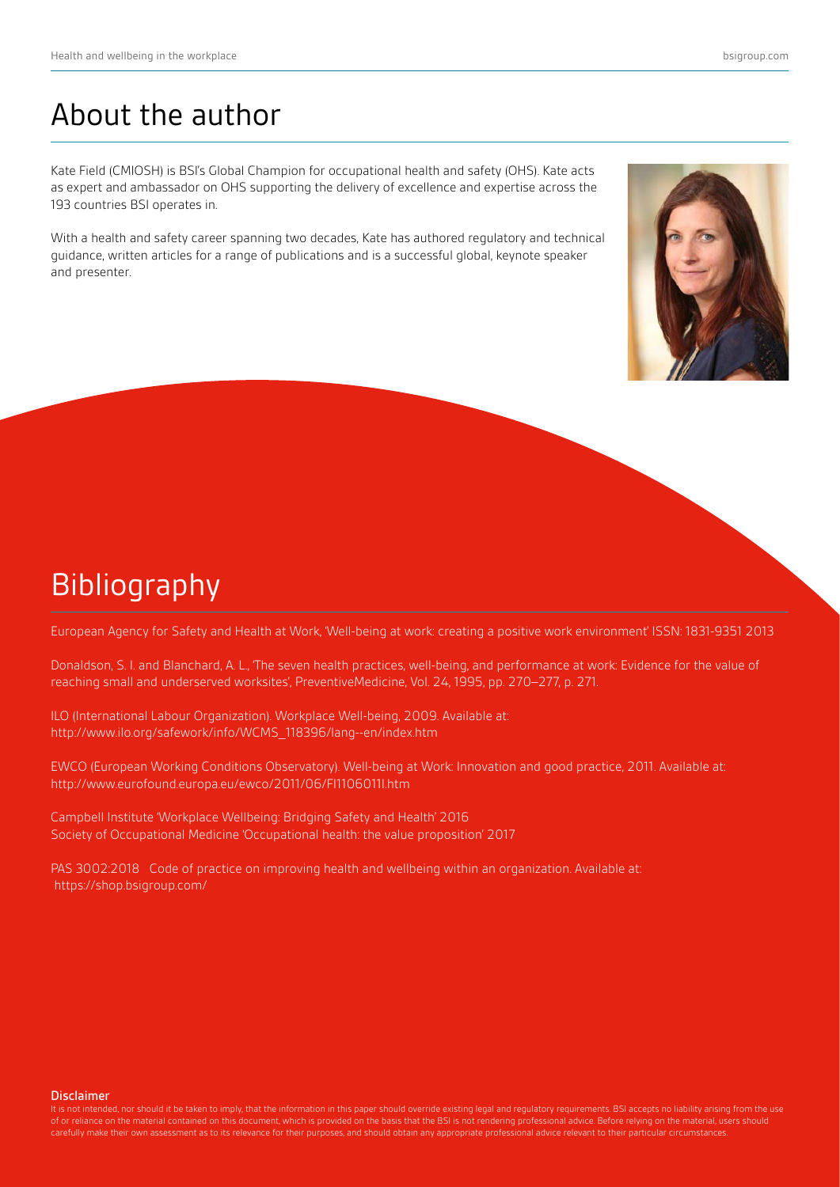# About the author

Kate Field (CMIOSH) is BSI's Global Champion for occupational health and safety (OHS). Kate acts as expert and ambassador on OHS supporting the delivery of excellence and expertise across the 193 countries BSI operates in.

With a health and safety career spanning two decades, Kate has authored regulatory and technical guidance, written articles for a range of publications and is a successful global, keynote speaker and presenter.

# Bibliography

European Agency for Safety and Health at Work, 'Well-being at work: creating a positive work environment' ISSN: 1831-9351 2013

Donaldson, S. I. and Blanchard, A. L., 'The seven health practices, well-being, and performance at work: Evidence for the value of reaching small and underserved worksites', PreventiveMedicine, Vol. 24, 1995, pp. 270–277, p. 271.

ILO (International Labour Organization). Workplace Well-being, 2009. Available at: http://www.ilo.org/safework/info/WCMS_118396/lang--en/index.htm

EWCO (European Working Conditions Observatory). Well-being at Work: Innovation and good practice, 2011. Available at: http://www.eurofound.europa.eu/ewco/2011/06/FI1106011I.htm

Campbell Institute 'Workplace Wellbeing: Bridging Safety and Health' 2016
Society of Occupational Medicine 'Occupational health: the value proposition' 2017

PAS 3002:2018 Code of practice on improving health and wellbeing within an organization. Available at: https://shop.bsigroup.com/

**Disclaimer**

It is not intended, nor should it be taken to imply, that the information in this paper should override existing legal and regulatory requirements. BSI accepts no liability arising from the use of or reliance on the material contained on this document, which is provided on the basis that the BSI is not rendering professional advice. Before relying on the material, users should carefully make their own assessment as to its relevance for their purposes, and should obtain any appropriate professional advice relevant to their particular circumstances.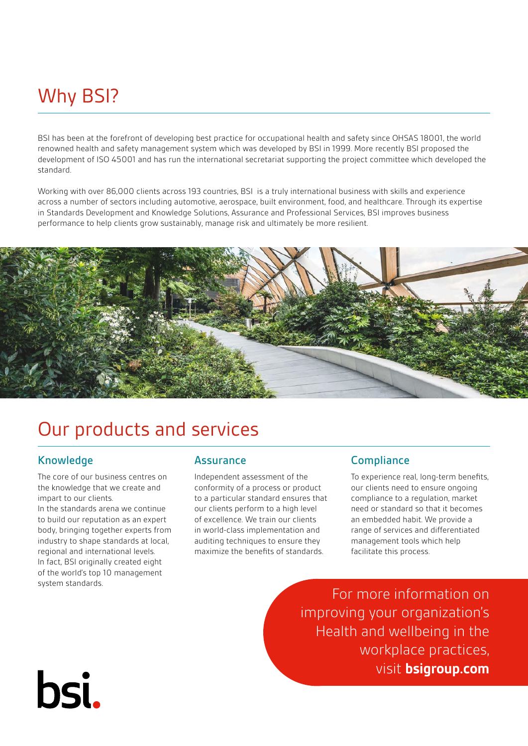# Why BSI?

BSI has been at the forefront of developing best practice for occupational health and safety since OHSAS 18001, the world renowned health and safety management system which was developed by BSI in 1999. More recently BSI proposed the development of ISO 45001 and has run the international secretariat supporting the project committee which developed the standard.

Working with over 86,000 clients across 193 countries, BSI is a truly international business with skills and experience across a number of sectors including automotive, aerospace, built environment, food, and healthcare. Through its expertise in Standards Development and Knowledge Solutions, Assurance and Professional Services, BSI improves business performance to help clients grow sustainably, manage risk and ultimately be more resilient.

# Our products and services

## Knowledge

The core of our business centres on the knowledge that we create and impart to our clients.
In the standards arena we continue to build our reputation as an expert body, bringing together experts from industry to shape standards at local, regional and international levels.
In fact, BSI originally created eight of the world's top 10 management system standards.

## Assurance

Independent assessment of the conformity of a process or product to a particular standard ensures that our clients perform to a high level of excellence. We train our clients in world-class implementation and auditing techniques to ensure they maximize the benefits of standards.

## Compliance

To experience real, long-term benefits, our clients need to ensure ongoing compliance to a regulation, market need or standard so that it becomes an embedded habit. We provide a range of services and differentiated management tools which help facilitate this process.

For more information on improving your organization's Health and wellbeing in the workplace practices, visit **bsigroup.com**

bsi.